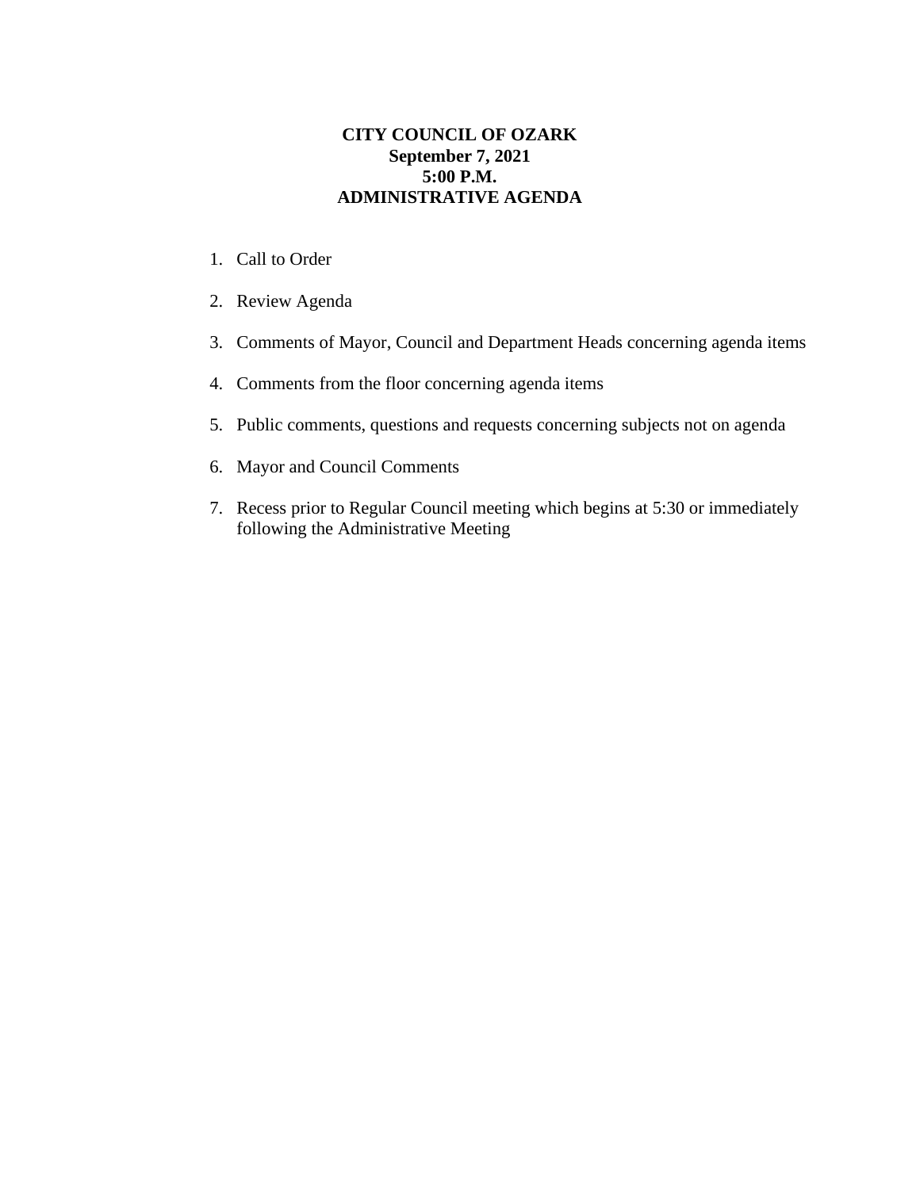**CITY COUNCIL OF OZARK**
**September 7, 2021**
**5:00 P.M.**
**ADMINISTRATIVE AGENDA**

1. Call to Order
2. Review Agenda
3. Comments of Mayor, Council and Department Heads concerning agenda items
4. Comments from the floor concerning agenda items
5. Public comments, questions and requests concerning subjects not on agenda
6. Mayor and Council Comments
7. Recess prior to Regular Council meeting which begins at 5:30 or immediately following the Administrative Meeting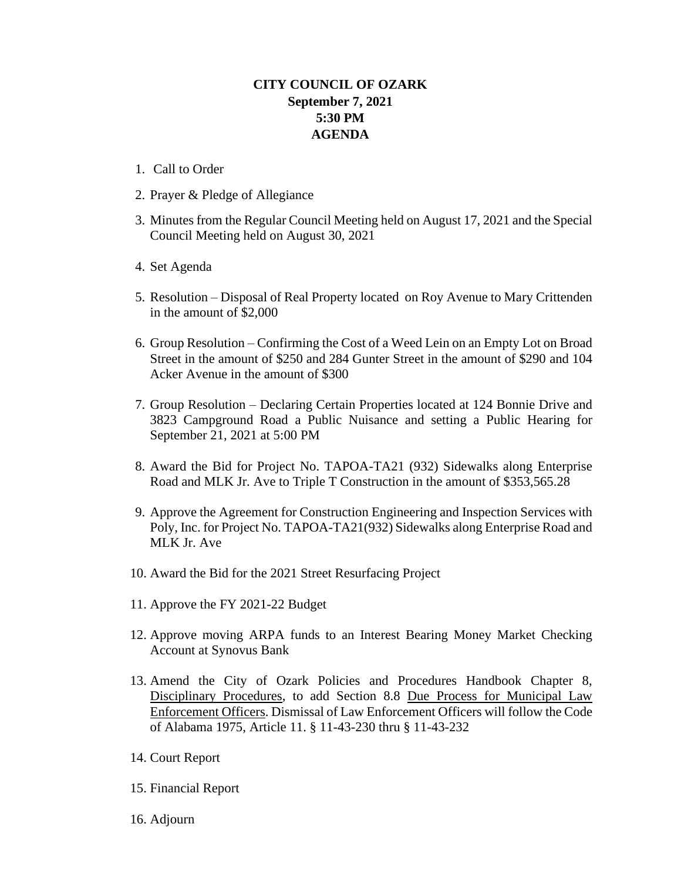**CITY COUNCIL OF OZARK**
**September 7, 2021**
**5:30 PM**
**AGENDA**

1. Call to Order
2. Prayer & Pledge of Allegiance
3. Minutes from the Regular Council Meeting held on August 17, 2021 and the Special Council Meeting held on August 30, 2021
4. Set Agenda
5. Resolution – Disposal of Real Property located on Roy Avenue to Mary Crittenden in the amount of $2,000
6. Group Resolution – Confirming the Cost of a Weed Lein on an Empty Lot on Broad Street in the amount of $250 and 284 Gunter Street in the amount of $290 and 104 Acker Avenue in the amount of $300
7. Group Resolution – Declaring Certain Properties located at 124 Bonnie Drive and 3823 Campground Road a Public Nuisance and setting a Public Hearing for September 21, 2021 at 5:00 PM
8. Award the Bid for Project No. TAPOA-TA21 (932) Sidewalks along Enterprise Road and MLK Jr. Ave to Triple T Construction in the amount of $353,565.28
9. Approve the Agreement for Construction Engineering and Inspection Services with Poly, Inc. for Project No. TAPOA-TA21(932) Sidewalks along Enterprise Road and MLK Jr. Ave
10. Award the Bid for the 2021 Street Resurfacing Project
11. Approve the FY 2021-22 Budget
12. Approve moving ARPA funds to an Interest Bearing Money Market Checking Account at Synovus Bank
13. Amend the City of Ozark Policies and Procedures Handbook Chapter 8, Disciplinary Procedures, to add Section 8.8 Due Process for Municipal Law Enforcement Officers. Dismissal of Law Enforcement Officers will follow the Code of Alabama 1975, Article 11. § 11-43-230 thru § 11-43-232
14. Court Report
15. Financial Report
16. Adjourn